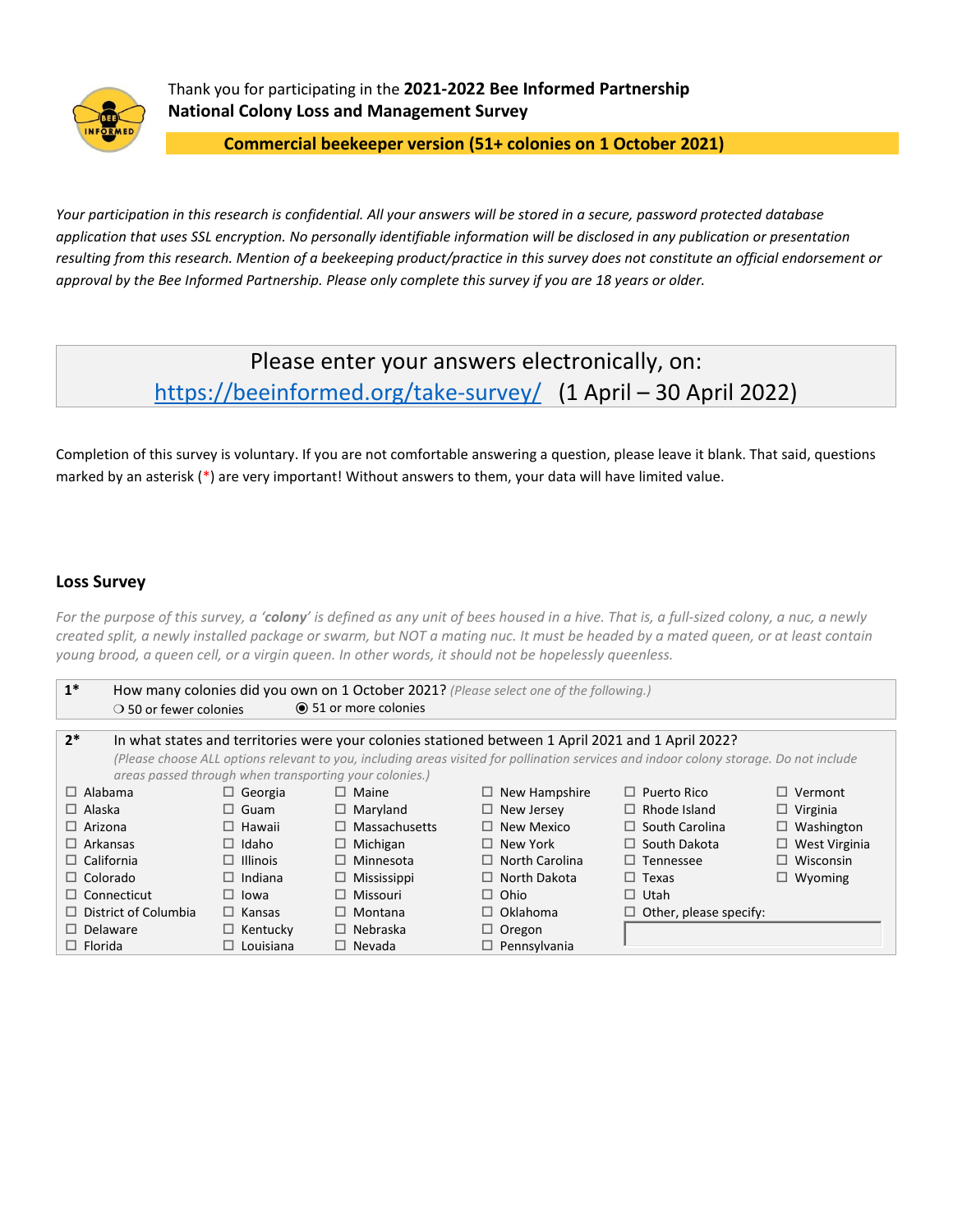Thank you for participating in the **2021-2022 Bee Informed Partnership National Colony Loss and Management Survey**

**Commercial beekeeper version (51+ colonies on 1 October 2021)**

*Your participation in this research is confidential. All your answers will be stored in a secure, password protected database application that uses SSL encryption. No personally identifiable information will be disclosed in any publication or presentation resulting from this research. Mention of a beekeeping product/practice in this survey does not constitute an official endorsement or approval by the Bee Informed Partnership. Please only complete this survey if you are 18 years or older.*

Please enter your answers electronically, on:
[https://beeinformed.org/take-survey/](https://beeinformed.org/take-survey/) (1 April – 30 April 2022)

Completion of this survey is voluntary. If you are not comfortable answering a question, please leave it blank. That said, questions marked by an asterisk (*) are very important! Without answers to them, your data will have limited value.

## Loss Survey

*For the purpose of this survey, a '**colony**' is defined as any unit of bees housed in a hive. That is, a full-sized colony, a nuc, a newly created split, a newly installed package or swarm, but NOT a mating nuc. It must be headed by a mated queen, or at least contain young brood, a queen cell, or a virgin queen. In other words, it should not be hopelessly queenless.*

**1*** How many colonies did you own on 1 October 2021? *(Please select one of the following.)*

- ❍ 50 or fewer colonies
- ⦿ 51 or more colonies

**2*** In what states and territories were your colonies stationed between 1 April 2021 and 1 April 2022?
*(Please choose ALL options relevant to you, including areas visited for pollination services and indoor colony storage. Do not include areas passed through when transporting your colonies.)*

| | | | | | |
|---|---|---|---|---|---|
| ☐ Alabama | ☐ Georgia | ☐ Maine | ☐ New Hampshire | ☐ Puerto Rico | ☐ Vermont |
| ☐ Alaska | ☐ Guam | ☐ Maryland | ☐ New Jersey | ☐ Rhode Island | ☐ Virginia |
| ☐ Arizona | ☐ Hawaii | ☐ Massachusetts | ☐ New Mexico | ☐ South Carolina | ☐ Washington |
| ☐ Arkansas | ☐ Idaho | ☐ Michigan | ☐ New York | ☐ South Dakota | ☐ West Virginia |
| ☐ California | ☐ Illinois | ☐ Minnesota | ☐ North Carolina | ☐ Tennessee | ☐ Wisconsin |
| ☐ Colorado | ☐ Indiana | ☐ Mississippi | ☐ North Dakota | ☐ Texas | ☐ Wyoming |
| ☐ Connecticut | ☐ Iowa | ☐ Missouri | ☐ Ohio | ☐ Utah | |
| ☐ District of Columbia | ☐ Kansas | ☐ Montana | ☐ Oklahoma | ☐ Other, please specify: | |
| ☐ Delaware | ☐ Kentucky | ☐ Nebraska | ☐ Oregon | | |
| ☐ Florida | ☐ Louisiana | ☐ Nevada | ☐ Pennsylvania | | |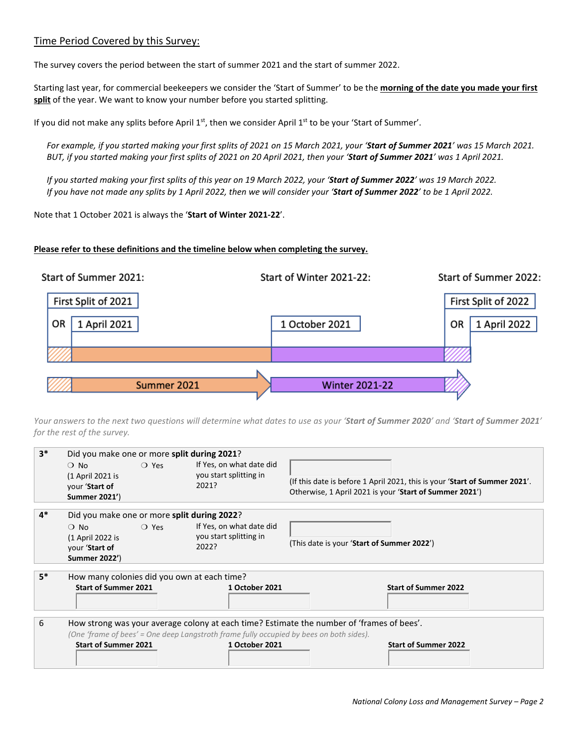## Time Period Covered by this Survey:

The survey covers the period between the start of summer 2021 and the start of summer 2022.

Starting last year, for commercial beekeepers we consider the 'Start of Summer' to be the **morning of the date you made your first split** of the year. We want to know your number before you started splitting.

If you did not make any splits before April 1st, then we consider April 1st to be your 'Start of Summer'.

*For example, if you started making your first splits of 2021 on 15 March 2021, your '**Start of Summer 2021**' was 15 March 2021. BUT, if you started making your first splits of 2021 on 20 April 2021, then your '**Start of Summer 2021**' was 1 April 2021.*

*If you started making your first splits of this year on 19 March 2022, your '**Start of Summer 2022**' was 19 March 2022. If you have not made any splits by 1 April 2022, then we will consider your '**Start of Summer 2022**' to be 1 April 2022.*

Note that 1 October 2021 is always the '**Start of Winter 2021-22**'.

**Please refer to these definitions and the timeline below when completing the survey.**

| Start of Summer 2021: | Start of Winter 2021-22: | Start of Summer 2022: |
|---|---|---|
| First Split of 2021 OR 1 April 2021 | 1 October 2021 | First Split of 2022 OR 1 April 2022 |
| Summer 2021 → | Winter 2021-22 → | |

*Your answers to the next two questions will determine what dates to use as your '**Start of Summer 2020**' and '**Start of Summer 2021**' for the rest of the survey.*

**3*** Did you make one or more **split during 2021**?

- ❍ No (1 April 2021 is your '**Start of Summer 2021'**)
- ❍ Yes

If Yes, on what date did you start splitting in 2021? ________

(If this date is before 1 April 2021, this is your '**Start of Summer 2021**'. Otherwise, 1 April 2021 is your '**Start of Summer 2021**')

**4*** Did you make one or more **split during 2022**?

- ❍ No (1 April 2022 is your '**Start of Summer 2022'**)
- ❍ Yes

If Yes, on what date did you start splitting in 2022? ________

(This date is your '**Start of Summer 2022**')

**5*** How many colonies did you own at each time?

| Start of Summer 2021 | 1 October 2021 | Start of Summer 2022 |
|---|---|---|
| | | |

**6** How strong was your average colony at each time? Estimate the number of 'frames of bees'.

*(One 'frame of bees' = One deep Langstroth frame fully occupied by bees on both sides).*

| Start of Summer 2021 | 1 October 2021 | Start of Summer 2022 |
|---|---|---|
| | | |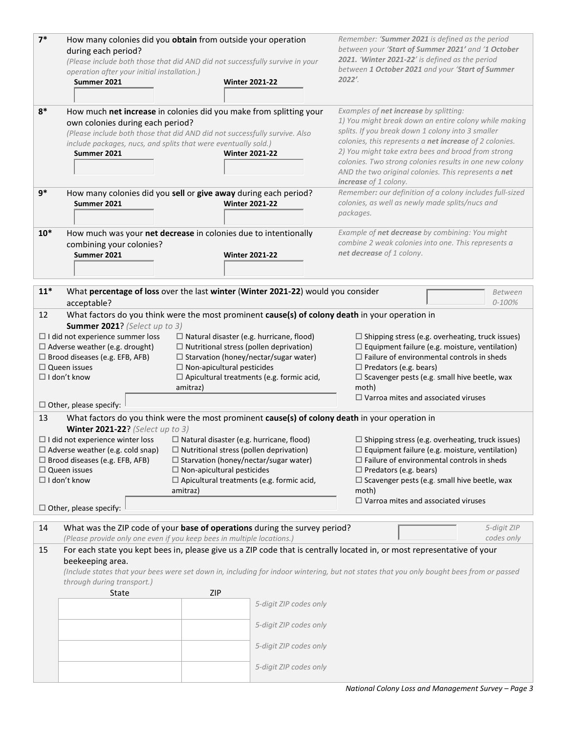**7*** How many colonies did you **obtain** from outside your operation during each period?
*(Please include both those that did AND did not successfully survive in your operation after your initial installation.)*

| Summer 2021 | Winter 2021-22 |
|---|---|
| | |

*Remember: '**Summer 2021** is defined as the period between your '**Start of Summer 2021'** and '**1 October 2021**. '**Winter 2021-22**' is defined as the period between **1 October 2021** and your '**Start of Summer 2022'**.*

**8*** How much **net increase** in colonies did you make from splitting your own colonies during each period?
*(Please include both those that did AND did not successfully survive. Also include packages, nucs, and splits that were eventually sold.)*

| Summer 2021 | Winter 2021-22 |
|---|---|
| | |

*Examples of **net increase** by splitting:*
*1) You might break down an entire colony while making splits. If you break down 1 colony into 3 smaller colonies, this represents a **net increase** of 2 colonies.*
*2) You might take extra bees and brood from strong colonies. Two strong colonies results in one new colony AND the two original colonies. This represents a **net increase** of 1 colony.*

**9*** How many colonies did you **sell** or **give away** during each period?

| Summer 2021 | Winter 2021-22 |
|---|---|
| | |

*Remember: our definition of a colony includes full-sized colonies, as well as newly made splits/nucs and packages.*

**10*** How much was your **net decrease** in colonies due to intentionally combining your colonies?

| Summer 2021 | Winter 2021-22 |
|---|---|
| | |

*Example of **net decrease** by combining: You might combine 2 weak colonies into one. This represents a **net decrease** of 1 colony.*

**11*** What **percentage of loss** over the last **winter** (**Winter 2021-22**) would you consider acceptable? [ ] *Between 0-100%*

**12** What factors do you think were the most prominent **cause(s) of colony death** in your operation in **Summer 2021**? *(Select up to 3)*

- ☐ I did not experience summer loss
- ☐ Adverse weather (e.g. drought)
- ☐ Brood diseases (e.g. EFB, AFB)
- ☐ Queen issues
- ☐ I don't know
- ☐ Natural disaster (e.g. hurricane, flood)
- ☐ Nutritional stress (pollen deprivation)
- ☐ Starvation (honey/nectar/sugar water)
- ☐ Non-apicultural pesticides
- ☐ Apicultural treatments (e.g. formic acid, amitraz)
- ☐ Shipping stress (e.g. overheating, truck issues)
- ☐ Equipment failure (e.g. moisture, ventilation)
- ☐ Failure of environmental controls in sheds
- ☐ Predators (e.g. bears)
- ☐ Scavenger pests (e.g. small hive beetle, wax moth)
- ☐ Varroa mites and associated viruses
- ☐ Other, please specify: ____________

**13** What factors do you think were the most prominent **cause(s) of colony death** in your operation in **Winter 2021-22**? *(Select up to 3)*

- ☐ I did not experience winter loss
- ☐ Adverse weather (e.g. cold snap)
- ☐ Brood diseases (e.g. EFB, AFB)
- ☐ Queen issues
- ☐ I don't know
- ☐ Natural disaster (e.g. hurricane, flood)
- ☐ Nutritional stress (pollen deprivation)
- ☐ Starvation (honey/nectar/sugar water)
- ☐ Non-apicultural pesticides
- ☐ Apicultural treatments (e.g. formic acid, amitraz)
- ☐ Shipping stress (e.g. overheating, truck issues)
- ☐ Equipment failure (e.g. moisture, ventilation)
- ☐ Failure of environmental controls in sheds
- ☐ Predators (e.g. bears)
- ☐ Scavenger pests (e.g. small hive beetle, wax moth)
- ☐ Varroa mites and associated viruses
- ☐ Other, please specify: ____________

**14** What was the ZIP code of your **base of operations** during the survey period? [ ] *5-digit ZIP codes only*
*(Please provide only one even if you keep bees in multiple locations.)*

**15** For each state you kept bees in, please give us a ZIP code that is centrally located in, or most representative of your beekeeping area.
*(Include states that your bees were set down in, including for indoor wintering, but not states that you only bought bees from or passed through during transport.)*

| State | ZIP | |
|---|---|---|
| | | *5-digit ZIP codes only* |
| | | *5-digit ZIP codes only* |
| | | *5-digit ZIP codes only* |
| | | *5-digit ZIP codes only* |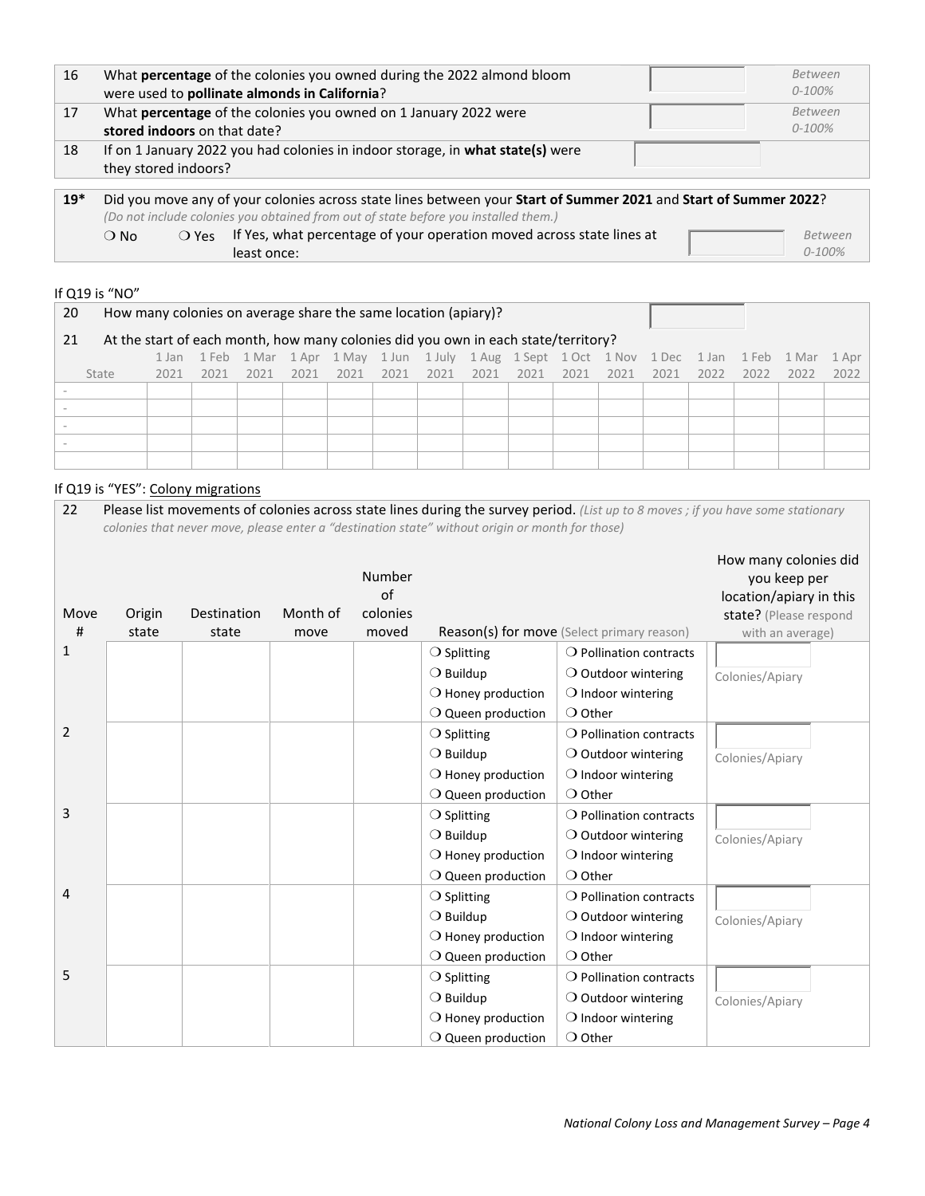| | | | |
|---|---|---|---|
| 16 | What **percentage** of the colonies you owned during the 2022 almond bloom were used to **pollinate almonds in California**? | | *Between 0-100%* |
| 17 | What **percentage** of the colonies you owned on 1 January 2022 were **stored indoors** on that date? | | *Between 0-100%* |
| 18 | If on 1 January 2022 you had colonies in indoor storage, in **what state(s)** were they stored indoors? | | |

**19*** Did you move any of your colonies across state lines between your **Start of Summer 2021** and **Start of Summer 2022**?
*(Do not include colonies you obtained from out of state before you installed them.)*

❍ No ❍ Yes If Yes, what percentage of your operation moved across state lines at least once: ______ *Between 0-100%*

If Q19 is "NO"

20 How many colonies on average share the same location (apiary)? ______

21 At the start of each month, how many colonies did you own in each state/territory?

| State | 1 Jan 2021 | 1 Feb 2021 | 1 Mar 2021 | 1 Apr 2021 | 1 May 2021 | 1 Jun 2021 | 1 July 2021 | 1 Aug 2021 | 1 Sept 2021 | 1 Oct 2021 | 1 Nov 2021 | 1 Dec 2021 | 1 Jan 2022 | 1 Feb 2022 | 1 Mar 2022 | 1 Apr 2022 |
|---|---|---|---|---|---|---|---|---|---|---|---|---|---|---|---|---|
| - | | | | | | | | | | | | | | | | |
| - | | | | | | | | | | | | | | | | |
| - | | | | | | | | | | | | | | | | |
| - | | | | | | | | | | | | | | | | |
| | | | | | | | | | | | | | | | | |

If Q19 is "YES": Colony migrations

22 Please list movements of colonies across state lines during the survey period. *(List up to 8 moves ; if you have some stationary colonies that never move, please enter a "destination state" without origin or month for those)*

| Move # | Origin state | Destination state | Month of move | Number of colonies moved | Reason(s) for move (Select primary reason) | | How many colonies did you keep per location/apiary in this state? (Please respond with an average) |
|---|---|---|---|---|---|---|---|
| 1 | | | | | ❍ Splitting<br>❍ Buildup<br>❍ Honey production<br>❍ Queen production | ❍ Pollination contracts<br>❍ Outdoor wintering<br>❍ Indoor wintering<br>❍ Other | Colonies/Apiary |
| 2 | | | | | ❍ Splitting<br>❍ Buildup<br>❍ Honey production<br>❍ Queen production | ❍ Pollination contracts<br>❍ Outdoor wintering<br>❍ Indoor wintering<br>❍ Other | Colonies/Apiary |
| 3 | | | | | ❍ Splitting<br>❍ Buildup<br>❍ Honey production<br>❍ Queen production | ❍ Pollination contracts<br>❍ Outdoor wintering<br>❍ Indoor wintering<br>❍ Other | Colonies/Apiary |
| 4 | | | | | ❍ Splitting<br>❍ Buildup<br>❍ Honey production<br>❍ Queen production | ❍ Pollination contracts<br>❍ Outdoor wintering<br>❍ Indoor wintering<br>❍ Other | Colonies/Apiary |
| 5 | | | | | ❍ Splitting<br>❍ Buildup<br>❍ Honey production<br>❍ Queen production | ❍ Pollination contracts<br>❍ Outdoor wintering<br>❍ Indoor wintering<br>❍ Other | Colonies/Apiary |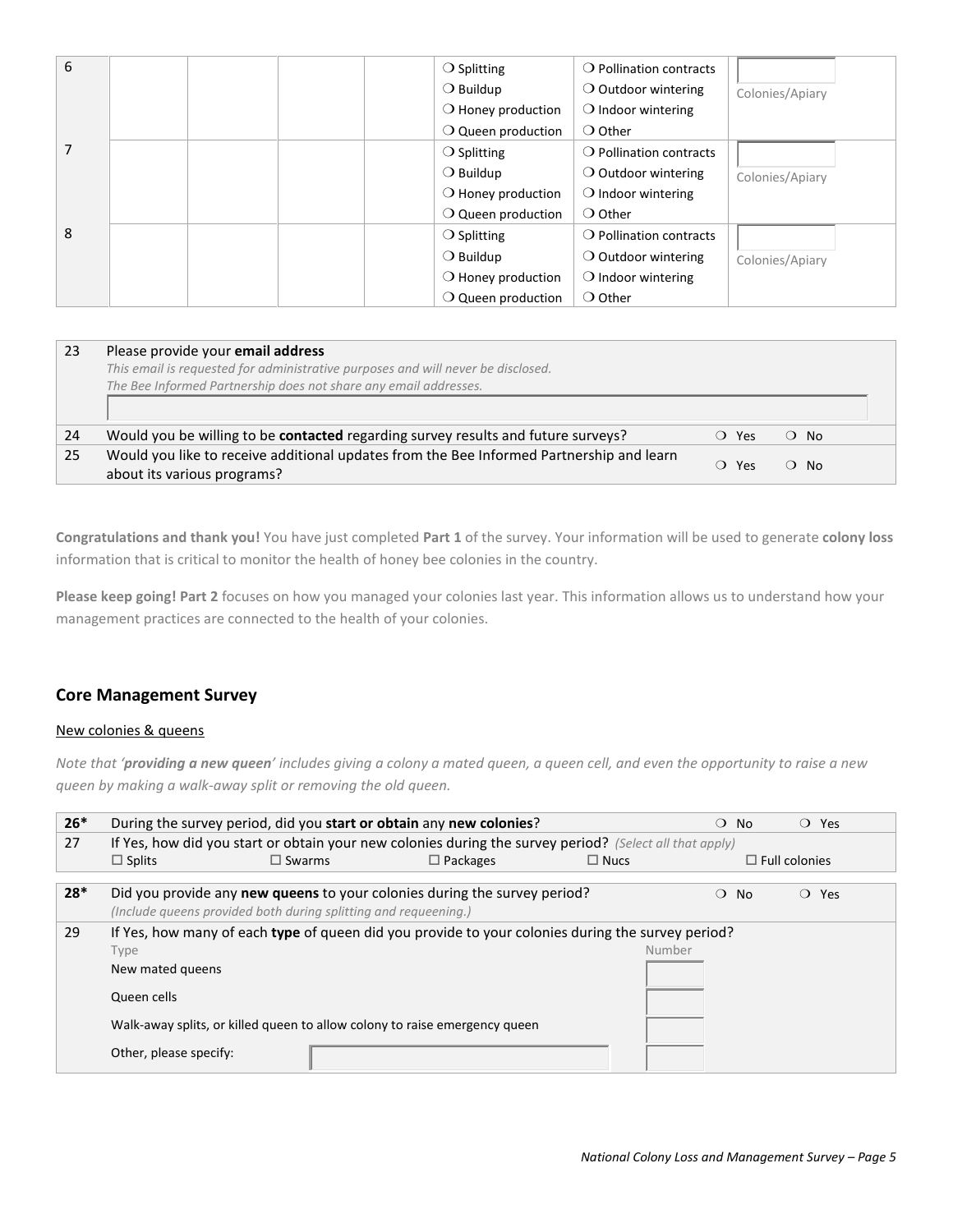| | | | | | | | |
|---|---|---|---|---|---|---|---|
| 6 | | | | | ❍ Splitting<br>❍ Buildup<br>❍ Honey production<br>❍ Queen production | ❍ Pollination contracts<br>❍ Outdoor wintering<br>❍ Indoor wintering<br>❍ Other | Colonies/Apiary |
| 7 | | | | | ❍ Splitting<br>❍ Buildup<br>❍ Honey production<br>❍ Queen production | ❍ Pollination contracts<br>❍ Outdoor wintering<br>❍ Indoor wintering<br>❍ Other | Colonies/Apiary |
| 8 | | | | | ❍ Splitting<br>❍ Buildup<br>❍ Honey production<br>❍ Queen production | ❍ Pollination contracts<br>❍ Outdoor wintering<br>❍ Indoor wintering<br>❍ Other | Colonies/Apiary |

| | | |
|---|---|---|
| 23 | Please provide your **email address**<br>*This email is requested for administrative purposes and will never be disclosed.*<br>*The Bee Informed Partnership does not share any email addresses.* | |
| 24 | Would you be willing to be **contacted** regarding survey results and future surveys? | ❍ Yes ❍ No |
| 25 | Would you like to receive additional updates from the Bee Informed Partnership and learn about its various programs? | ❍ Yes ❍ No |

**Congratulations and thank you!** You have just completed **Part 1** of the survey. Your information will be used to generate **colony loss** information that is critical to monitor the health of honey bee colonies in the country.

**Please keep going! Part 2** focuses on how you managed your colonies last year. This information allows us to understand how your management practices are connected to the health of your colonies.

## Core Management Survey

New colonies & queens

*Note that '**providing a new queen**' includes giving a colony a mated queen, a queen cell, and even the opportunity to raise a new queen by making a walk-away split or removing the old queen.*

| | | |
|---|---|---|
| **26*** | During the survey period, did you **start or obtain** any **new colonies**? | ❍ No ❍ Yes |
| 27 | If Yes, how did you start or obtain your new colonies during the survey period? *(Select all that apply)*<br>☐ Splits ☐ Swarms ☐ Packages ☐ Nucs ☐ Full colonies | |

| | | |
|---|---|---|
| **28*** | Did you provide any **new queens** to your colonies during the survey period?<br>*(Include queens provided both during splitting and requeening.)* | ❍ No ❍ Yes |
| 29 | If Yes, how many of each **type** of queen did you provide to your colonies during the survey period? | |
| | Type | Number |
| | New mated queens | |
| | Queen cells | |
| | Walk-away splits, or killed queen to allow colony to raise emergency queen | |
| | Other, please specify: | |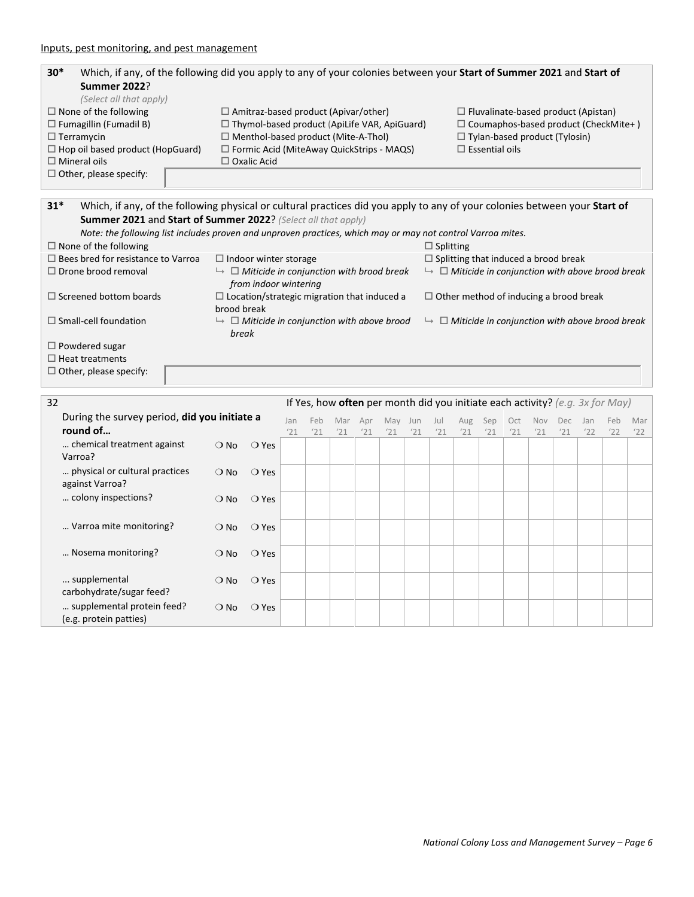Inputs, pest monitoring, and pest management

**30*** Which, if any, of the following did you apply to any of your colonies between your **Start of Summer 2021** and **Start of Summer 2022**?
*(Select all that apply)*

| | | |
|---|---|---|
| ☐ None of the following | ☐ Amitraz-based product (Apivar/other) | ☐ Fluvalinate-based product (Apistan) |
| ☐ Fumagillin (Fumadil B) | ☐ Thymol-based product (ApiLife VAR, ApiGuard) | ☐ Coumaphos-based product (CheckMite+ ) |
| ☐ Terramycin | ☐ Menthol-based product (Mite-A-Thol) | ☐ Tylan-based product (Tylosin) |
| ☐ Hop oil based product (HopGuard) | ☐ Formic Acid (MiteAway QuickStrips - MAQS) | ☐ Essential oils |
| ☐ Mineral oils | ☐ Oxalic Acid | |
| ☐ Other, please specify: | | |

**31*** Which, if any, of the following physical or cultural practices did you apply to any of your colonies between your **Start of Summer 2021** and **Start of Summer 2022**? *(Select all that apply)*
*Note: the following list includes proven and unproven practices, which may or may not control Varroa mites.*

| | | |
|---|---|---|
| ☐ None of the following | | ☐ Splitting |
| ☐ Bees bred for resistance to Varroa | ☐ Indoor winter storage | ☐ Splitting that induced a brood break |
| ☐ Drone brood removal | ↳ ☐ *Miticide in conjunction with brood break from indoor wintering* | ↳ ☐ *Miticide in conjunction with above brood break* |
| ☐ Screened bottom boards | ☐ Location/strategic migration that induced a brood break | ☐ Other method of inducing a brood break |
| ☐ Small-cell foundation | ↳ ☐ *Miticide in conjunction with above brood break* | ↳ ☐ *Miticide in conjunction with above brood break* |
| ☐ Powdered sugar | | |
| ☐ Heat treatments | | |
| ☐ Other, please specify: | | |

**32**

If Yes, how **often** per month did you initiate each activity? *(e.g. 3x for May)*

| During the survey period, **did you initiate a round of…** | | | Jan '21 | Feb '21 | Mar '21 | Apr '21 | May '21 | Jun '21 | Jul '21 | Aug '21 | Sep '21 | Oct '21 | Nov '21 | Dec '21 | Jan '22 | Feb '22 | Mar '22 |
|---|---|---|---|---|---|---|---|---|---|---|---|---|---|---|---|---|---|
| … chemical treatment against Varroa? | ❍ No | ❍ Yes | | | | | | | | | | | | | | | |
| … physical or cultural practices against Varroa? | ❍ No | ❍ Yes | | | | | | | | | | | | | | | |
| … colony inspections? | ❍ No | ❍ Yes | | | | | | | | | | | | | | | |
| … Varroa mite monitoring? | ❍ No | ❍ Yes | | | | | | | | | | | | | | | |
| … Nosema monitoring? | ❍ No | ❍ Yes | | | | | | | | | | | | | | | |
| ... supplemental carbohydrate/sugar feed? | ❍ No | ❍ Yes | | | | | | | | | | | | | | | |
| … supplemental protein feed? (e.g. protein patties) | ❍ No | ❍ Yes | | | | | | | | | | | | | | | |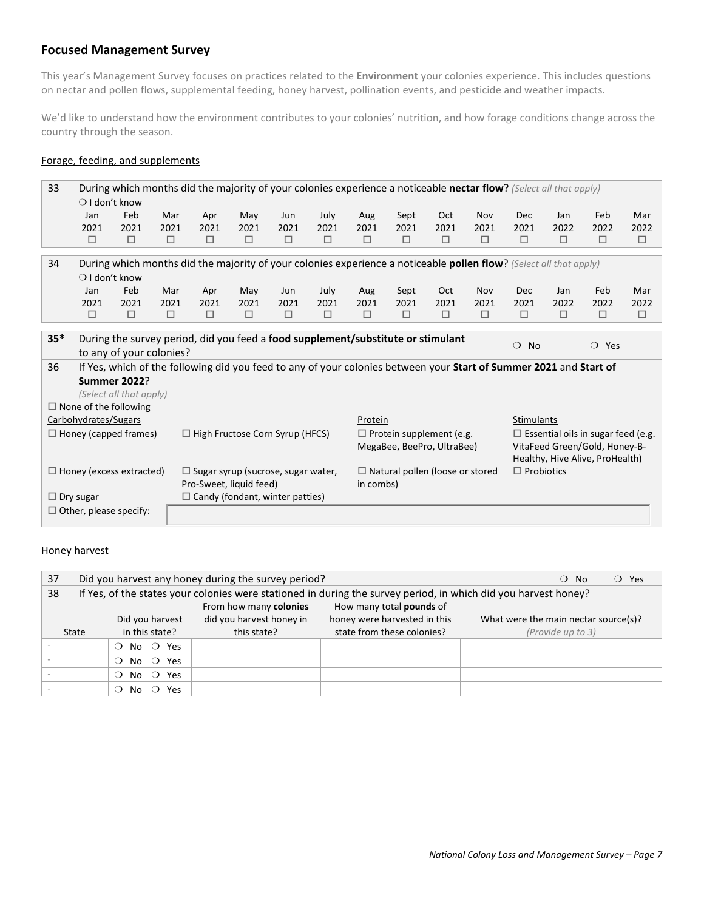## Focused Management Survey

This year's Management Survey focuses on practices related to the **Environment** your colonies experience. This includes questions on nectar and pollen flows, supplemental feeding, honey harvest, pollination events, and pesticide and weather impacts.

We'd like to understand how the environment contributes to your colonies' nutrition, and how forage conditions change across the country through the season.

### Forage, feeding, and supplements

**33** During which months did the majority of your colonies experience a noticeable **nectar flow**? *(Select all that apply)*

❍ I don't know

| Jan 2021 | Feb 2021 | Mar 2021 | Apr 2021 | May 2021 | Jun 2021 | July 2021 | Aug 2021 | Sept 2021 | Oct 2021 | Nov 2021 | Dec 2021 | Jan 2022 | Feb 2022 | Mar 2022 |
|---|---|---|---|---|---|---|---|---|---|---|---|---|---|---|
| ☐ | ☐ | ☐ | ☐ | ☐ | ☐ | ☐ | ☐ | ☐ | ☐ | ☐ | ☐ | ☐ | ☐ | ☐ |

**34** During which months did the majority of your colonies experience a noticeable **pollen flow**? *(Select all that apply)*

❍ I don't know

| Jan 2021 | Feb 2021 | Mar 2021 | Apr 2021 | May 2021 | Jun 2021 | July 2021 | Aug 2021 | Sept 2021 | Oct 2021 | Nov 2021 | Dec 2021 | Jan 2022 | Feb 2022 | Mar 2022 |
|---|---|---|---|---|---|---|---|---|---|---|---|---|---|---|
| ☐ | ☐ | ☐ | ☐ | ☐ | ☐ | ☐ | ☐ | ☐ | ☐ | ☐ | ☐ | ☐ | ☐ | ☐ |

**35*** During the survey period, did you feed a **food supplement/substitute or stimulant** to any of your colonies? ❍ No ❍ Yes

**36** If Yes, which of the following did you feed to any of your colonies between your **Start of Summer 2021** and **Start of Summer 2022**? *(Select all that apply)*

☐ None of the following

| Carbohydrates/Sugars | | Protein | Stimulants |
|---|---|---|---|
| ☐ Honey (capped frames) | ☐ High Fructose Corn Syrup (HFCS) | ☐ Protein supplement (e.g. MegaBee, BeePro, UltraBee) | ☐ Essential oils in sugar feed (e.g. VitaFeed Green/Gold, Honey-B-Healthy, Hive Alive, ProHealth) |
| ☐ Honey (excess extracted) | ☐ Sugar syrup (sucrose, sugar water, Pro-Sweet, liquid feed) | ☐ Natural pollen (loose or stored in combs) | ☐ Probiotics |
| ☐ Dry sugar | ☐ Candy (fondant, winter patties) | | |

☐ Other, please specify: ____________

### Honey harvest

**37** Did you harvest any honey during the survey period? ❍ No ❍ Yes

**38** If Yes, of the states your colonies were stationed in during the survey period, in which did you harvest honey?

| State | Did you harvest in this state? | From how many **colonies** did you harvest honey in this state? | How many total **pounds** of honey were harvested in this state from these colonies? | What were the main nectar source(s)? *(Provide up to 3)* |
|---|---|---|---|---|
| - | ❍ No ❍ Yes | | | |
| - | ❍ No ❍ Yes | | | |
| - | ❍ No ❍ Yes | | | |
| - | ❍ No ❍ Yes | | | |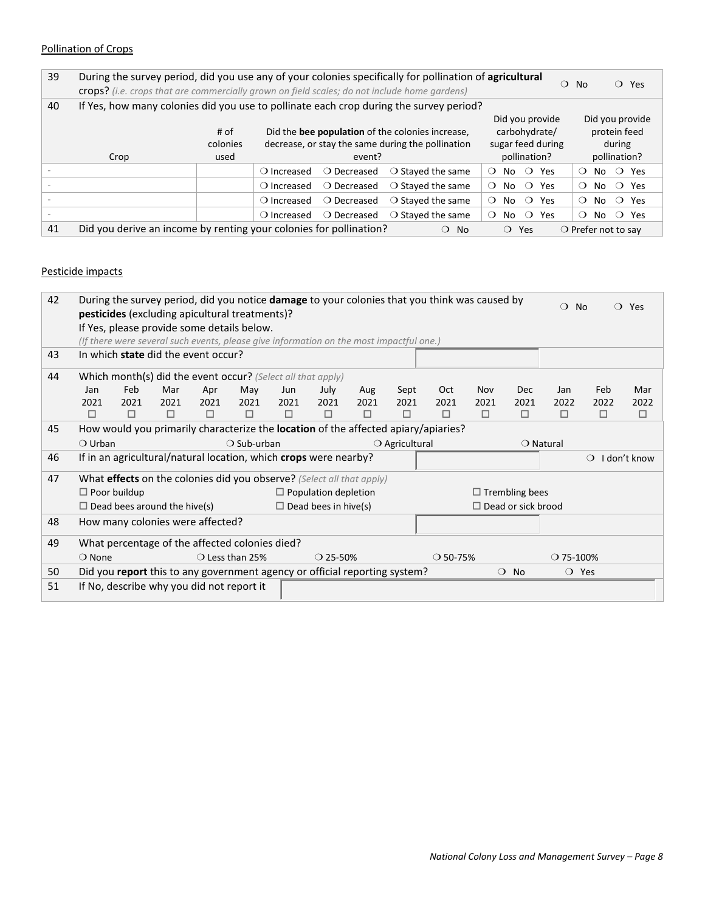Pollination of Crops

| 39 | During the survey period, did you use any of your colonies specifically for pollination of **agricultural crops?** *(i.e. crops that are commercially grown on field scales; do not include home gardens)* | | | | ❍ No ❍ Yes |
|---|---|---|---|---|---|
| 40 | If Yes, how many colonies did you use to pollinate each crop during the survey period? | | | | |
| | Crop | # of colonies used | Did the **bee population** of the colonies increase, decrease, or stay the same during the pollination event? | Did you provide carbohydrate/ sugar feed during pollination? | Did you provide protein feed during pollination? |
| - | | | ❍ Increased ❍ Decreased ❍ Stayed the same | ❍ No ❍ Yes | ❍ No ❍ Yes |
| - | | | ❍ Increased ❍ Decreased ❍ Stayed the same | ❍ No ❍ Yes | ❍ No ❍ Yes |
| - | | | ❍ Increased ❍ Decreased ❍ Stayed the same | ❍ No ❍ Yes | ❍ No ❍ Yes |
| - | | | ❍ Increased ❍ Decreased ❍ Stayed the same | ❍ No ❍ Yes | ❍ No ❍ Yes |
| 41 | Did you derive an income by renting your colonies for pollination? | | ❍ No | ❍ Yes | ❍ Prefer not to say |

Pesticide impacts

| | | |
|---|---|---|
| 42 | During the survey period, did you notice **damage** to your colonies that you think was caused by **pesticides** (excluding apicultural treatments)?<br>If Yes, please provide some details below.<br>*(If there were several such events, please give information on the most impactful one.)* | ❍ No ❍ Yes |
| 43 | In which **state** did the event occur? | |
| 44 | Which month(s) did the event occur? *(Select all that apply)*<br>☐ Jan 2021 ☐ Feb 2021 ☐ Mar 2021 ☐ Apr 2021 ☐ May 2021 ☐ Jun 2021 ☐ July 2021 ☐ Aug 2021 ☐ Sept 2021 ☐ Oct 2021 ☐ Nov 2021 ☐ Dec 2021 ☐ Jan 2022 ☐ Feb 2022 ☐ Mar 2022 | |
| 45 | How would you primarily characterize the **location** of the affected apiary/apiaries?<br>❍ Urban ❍ Sub-urban ❍ Agricultural ❍ Natural | |
| 46 | If in an agricultural/natural location, which **crops** were nearby? | ❍ I don't know |
| 47 | What **effects** on the colonies did you observe? *(Select all that apply)*<br>☐ Poor buildup ☐ Population depletion ☐ Trembling bees<br>☐ Dead bees around the hive(s) ☐ Dead bees in hive(s) ☐ Dead or sick brood | |
| 48 | How many colonies were affected? | |
| 49 | What percentage of the affected colonies died?<br>❍ None ❍ Less than 25% ❍ 25-50% ❍ 50-75% ❍ 75-100% | |
| 50 | Did you **report** this to any government agency or official reporting system? | ❍ No ❍ Yes |
| 51 | If No, describe why you did not report it | |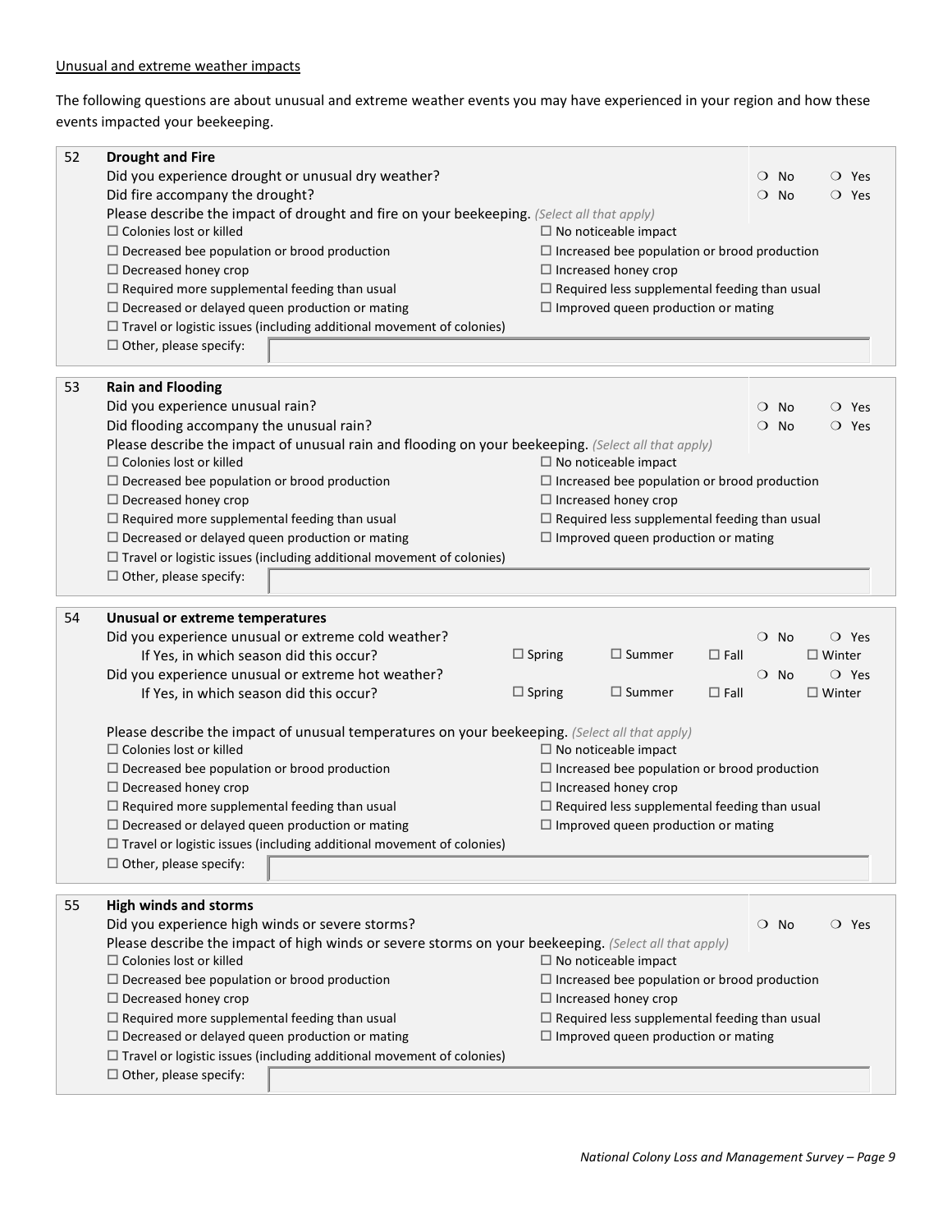Unusual and extreme weather impacts

The following questions are about unusual and extreme weather events you may have experienced in your region and how these events impacted your beekeeping.

**52 Drought and Fire**

Did you experience drought or unusual dry weather? ❍ No ❍ Yes

Did fire accompany the drought? ❍ No ❍ Yes

Please describe the impact of drought and fire on your beekeeping. *(Select all that apply)*

- ☐ Colonies lost or killed
- ☐ No noticeable impact
- ☐ Decreased bee population or brood production
- ☐ Increased bee population or brood production
- ☐ Decreased honey crop
- ☐ Increased honey crop
- ☐ Required more supplemental feeding than usual
- ☐ Required less supplemental feeding than usual
- ☐ Decreased or delayed queen production or mating
- ☐ Improved queen production or mating
- ☐ Travel or logistic issues (including additional movement of colonies)
- ☐ Other, please specify: ______

**53 Rain and Flooding**

Did you experience unusual rain? ❍ No ❍ Yes

Did flooding accompany the unusual rain? ❍ No ❍ Yes

Please describe the impact of unusual rain and flooding on your beekeeping. *(Select all that apply)*

- ☐ Colonies lost or killed
- ☐ No noticeable impact
- ☐ Decreased bee population or brood production
- ☐ Increased bee population or brood production
- ☐ Decreased honey crop
- ☐ Increased honey crop
- ☐ Required more supplemental feeding than usual
- ☐ Required less supplemental feeding than usual
- ☐ Decreased or delayed queen production or mating
- ☐ Improved queen production or mating
- ☐ Travel or logistic issues (including additional movement of colonies)
- ☐ Other, please specify: ______

**54 Unusual or extreme temperatures**

Did you experience unusual or extreme cold weather? ❍ No ❍ Yes

If Yes, in which season did this occur? ☐ Spring ☐ Summer ☐ Fall ☐ Winter

Did you experience unusual or extreme hot weather? ❍ No ❍ Yes

If Yes, in which season did this occur? ☐ Spring ☐ Summer ☐ Fall ☐ Winter

Please describe the impact of unusual temperatures on your beekeeping. *(Select all that apply)*

- ☐ Colonies lost or killed
- ☐ No noticeable impact
- ☐ Decreased bee population or brood production
- ☐ Increased bee population or brood production
- ☐ Decreased honey crop
- ☐ Increased honey crop
- ☐ Required more supplemental feeding than usual
- ☐ Required less supplemental feeding than usual
- ☐ Decreased or delayed queen production or mating
- ☐ Improved queen production or mating
- ☐ Travel or logistic issues (including additional movement of colonies)
- ☐ Other, please specify: ______

**55 High winds and storms**

Did you experience high winds or severe storms? ❍ No ❍ Yes

Please describe the impact of high winds or severe storms on your beekeeping. *(Select all that apply)*

- ☐ Colonies lost or killed
- ☐ No noticeable impact
- ☐ Decreased bee population or brood production
- ☐ Increased bee population or brood production
- ☐ Decreased honey crop
- ☐ Increased honey crop
- ☐ Required more supplemental feeding than usual
- ☐ Required less supplemental feeding than usual
- ☐ Decreased or delayed queen production or mating
- ☐ Improved queen production or mating
- ☐ Travel or logistic issues (including additional movement of colonies)
- ☐ Other, please specify: ______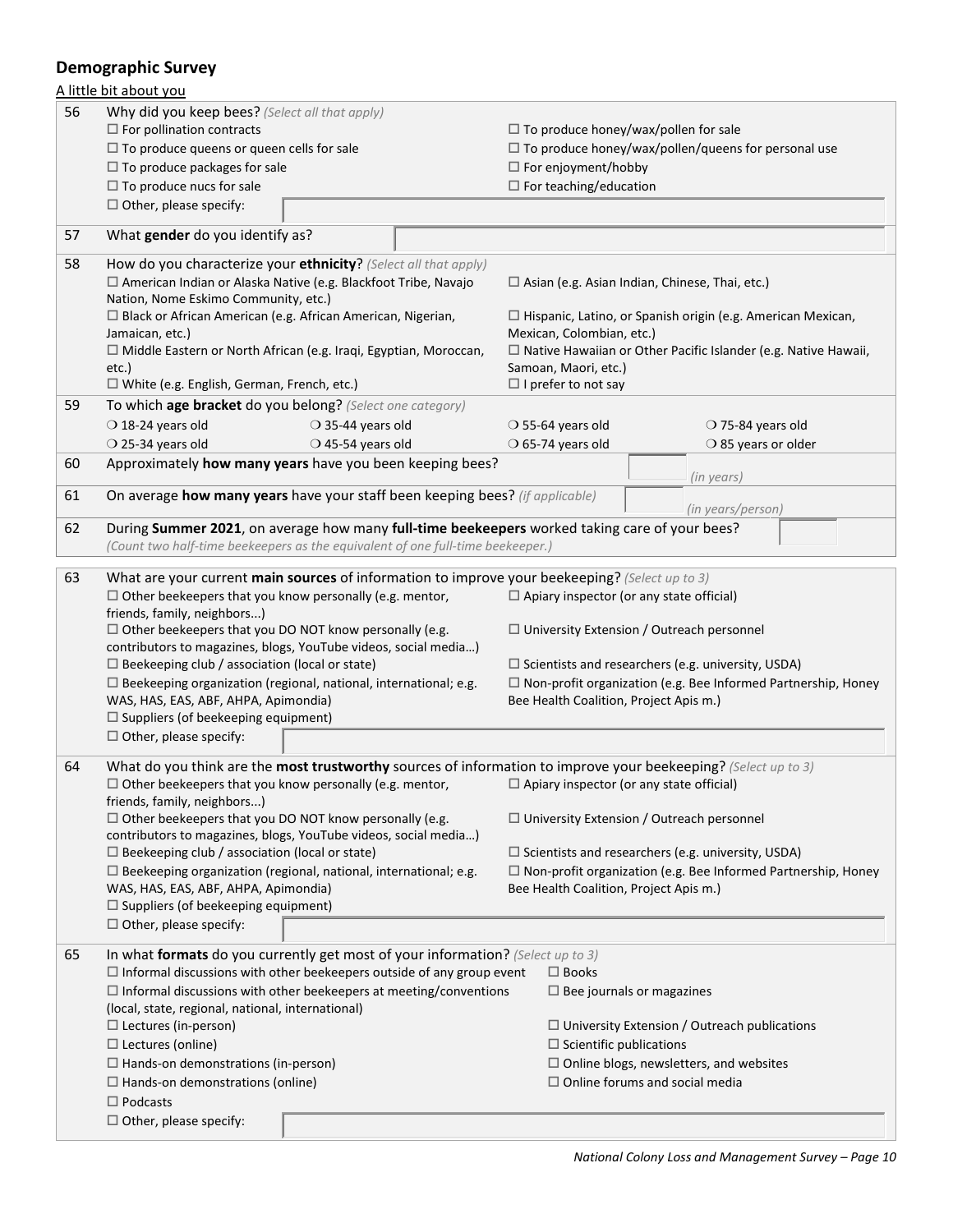## Demographic Survey

A little bit about you

**56** Why did you keep bees? *(Select all that apply)*

- ☐ For pollination contracts
- ☐ To produce queens or queen cells for sale
- ☐ To produce packages for sale
- ☐ To produce nucs for sale
- ☐ To produce honey/wax/pollen for sale
- ☐ To produce honey/wax/pollen/queens for personal use
- ☐ For enjoyment/hobby
- ☐ For teaching/education
- ☐ Other, please specify: ____________

**57** What **gender** do you identify as? ____________

**58** How do you characterize your **ethnicity**? *(Select all that apply)*

- ☐ American Indian or Alaska Native (e.g. Blackfoot Tribe, Navajo Nation, Nome Eskimo Community, etc.)
- ☐ Black or African American (e.g. African American, Nigerian, Jamaican, etc.)
- ☐ Middle Eastern or North African (e.g. Iraqi, Egyptian, Moroccan, etc.)
- ☐ White (e.g. English, German, French, etc.)
- ☐ Asian (e.g. Asian Indian, Chinese, Thai, etc.)
- ☐ Hispanic, Latino, or Spanish origin (e.g. American Mexican, Mexican, Colombian, etc.)
- ☐ Native Hawaiian or Other Pacific Islander (e.g. Native Hawaii, Samoan, Maori, etc.)
- ☐ I prefer to not say

**59** To which **age bracket** do you belong? *(Select one category)*

- ❍ 18-24 years old
- ❍ 25-34 years old
- ❍ 35-44 years old
- ❍ 45-54 years old
- ❍ 55-64 years old
- ❍ 65-74 years old
- ❍ 75-84 years old
- ❍ 85 years or older

**60** Approximately **how many years** have you been keeping bees? ______ *(in years)*

**61** On average **how many years** have your staff been keeping bees? *(if applicable)* ______ *(in years/person)*

**62** During **Summer 2021**, on average how many **full-time beekeepers** worked taking care of your bees? ______
*(Count two half-time beekeepers as the equivalent of one full-time beekeeper.)*

**63** What are your current **main sources** of information to improve your beekeeping? *(Select up to 3)*

- ☐ Other beekeepers that you know personally (e.g. mentor, friends, family, neighbors...)
- ☐ Other beekeepers that you DO NOT know personally (e.g. contributors to magazines, blogs, YouTube videos, social media…)
- ☐ Beekeeping club / association (local or state)
- ☐ Beekeeping organization (regional, national, international; e.g. WAS, HAS, EAS, ABF, AHPA, Apimondia)
- ☐ Suppliers (of beekeeping equipment)
- ☐ Apiary inspector (or any state official)
- ☐ University Extension / Outreach personnel
- ☐ Scientists and researchers (e.g. university, USDA)
- ☐ Non-profit organization (e.g. Bee Informed Partnership, Honey Bee Health Coalition, Project Apis m.)
- ☐ Other, please specify: ____________

**64** What do you think are the **most trustworthy** sources of information to improve your beekeeping? *(Select up to 3)*

- ☐ Other beekeepers that you know personally (e.g. mentor, friends, family, neighbors...)
- ☐ Other beekeepers that you DO NOT know personally (e.g. contributors to magazines, blogs, YouTube videos, social media…)
- ☐ Beekeeping club / association (local or state)
- ☐ Beekeeping organization (regional, national, international; e.g. WAS, HAS, EAS, ABF, AHPA, Apimondia)
- ☐ Suppliers (of beekeeping equipment)
- ☐ Apiary inspector (or any state official)
- ☐ University Extension / Outreach personnel
- ☐ Scientists and researchers (e.g. university, USDA)
- ☐ Non-profit organization (e.g. Bee Informed Partnership, Honey Bee Health Coalition, Project Apis m.)
- ☐ Other, please specify: ____________

**65** In what **formats** do you currently get most of your information? *(Select up to 3)*

- ☐ Informal discussions with other beekeepers outside of any group event
- ☐ Informal discussions with other beekeepers at meeting/conventions (local, state, regional, national, international)
- ☐ Lectures (in-person)
- ☐ Lectures (online)
- ☐ Hands-on demonstrations (in-person)
- ☐ Hands-on demonstrations (online)
- ☐ Podcasts
- ☐ Books
- ☐ Bee journals or magazines
- ☐ University Extension / Outreach publications
- ☐ Scientific publications
- ☐ Online blogs, newsletters, and websites
- ☐ Online forums and social media
- ☐ Other, please specify: ____________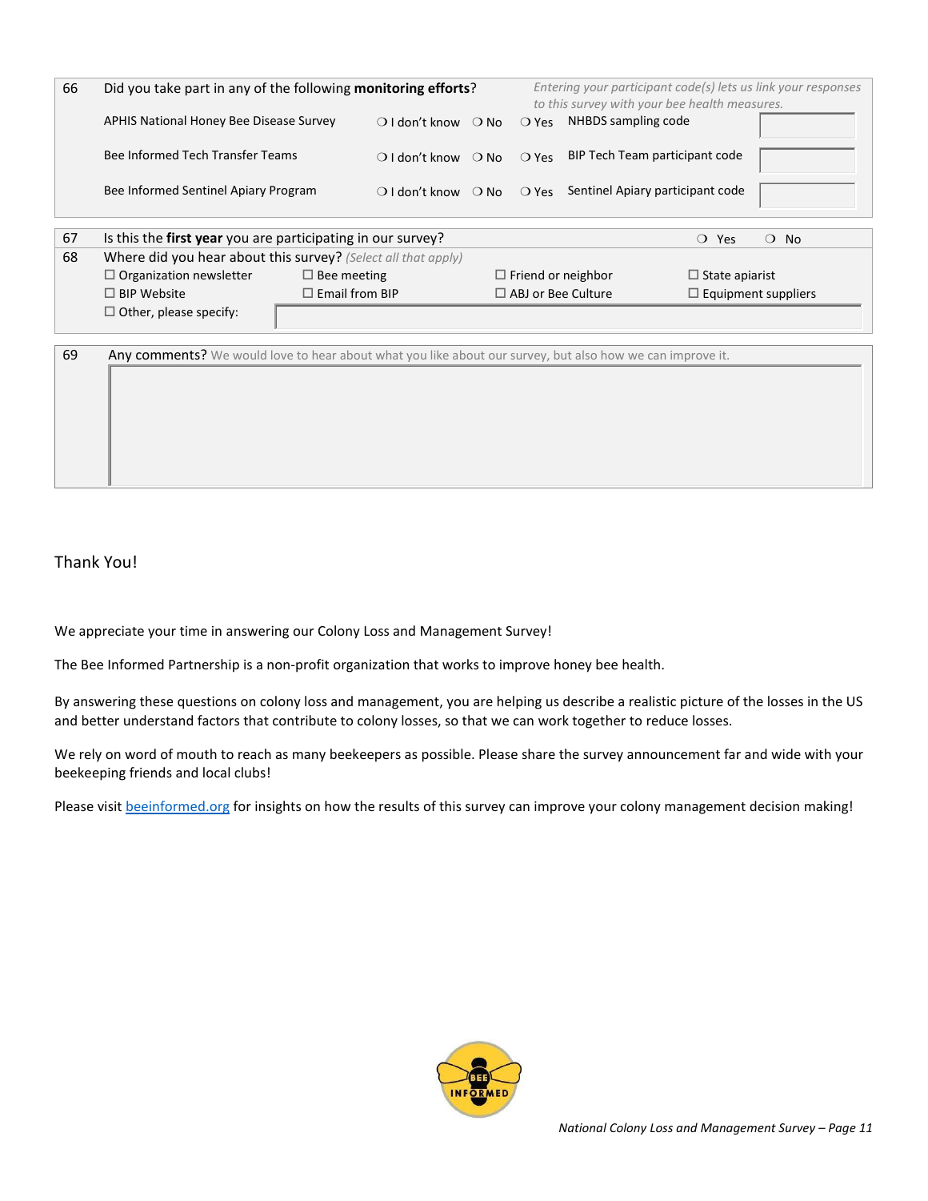66 Did you take part in any of the following **monitoring efforts**?

*Entering your participant code(s) lets us link your responses to this survey with your bee health measures.*

| | | | | | |
|---|---|---|---|---|---|
| APHIS National Honey Bee Disease Survey | ❍ I don't know | ❍ No | ❍ Yes | NHBDS sampling code | |
| Bee Informed Tech Transfer Teams | ❍ I don't know | ❍ No | ❍ Yes | BIP Tech Team participant code | |
| Bee Informed Sentinel Apiary Program | ❍ I don't know | ❍ No | ❍ Yes | Sentinel Apiary participant code | |

67 Is this the **first year** you are participating in our survey? ❍ Yes ❍ No

68 Where did you hear about this survey? *(Select all that apply)*

- ☐ Organization newsletter
- ☐ Bee meeting
- ☐ Friend or neighbor
- ☐ State apiarist
- ☐ BIP Website
- ☐ Email from BIP
- ☐ ABJ or Bee Culture
- ☐ Equipment suppliers
- ☐ Other, please specify:

69 Any comments? We would love to hear about what you like about our survey, but also how we can improve it.

## Thank You!

We appreciate your time in answering our Colony Loss and Management Survey!

The Bee Informed Partnership is a non-profit organization that works to improve honey bee health.

By answering these questions on colony loss and management, you are helping us describe a realistic picture of the losses in the US and better understand factors that contribute to colony losses, so that we can work together to reduce losses.

We rely on word of mouth to reach as many beekeepers as possible. Please share the survey announcement far and wide with your beekeeping friends and local clubs!

Please visit [beeinformed.org](https://beeinformed.org) for insights on how the results of this survey can improve your colony management decision making!

BEE INFORMED